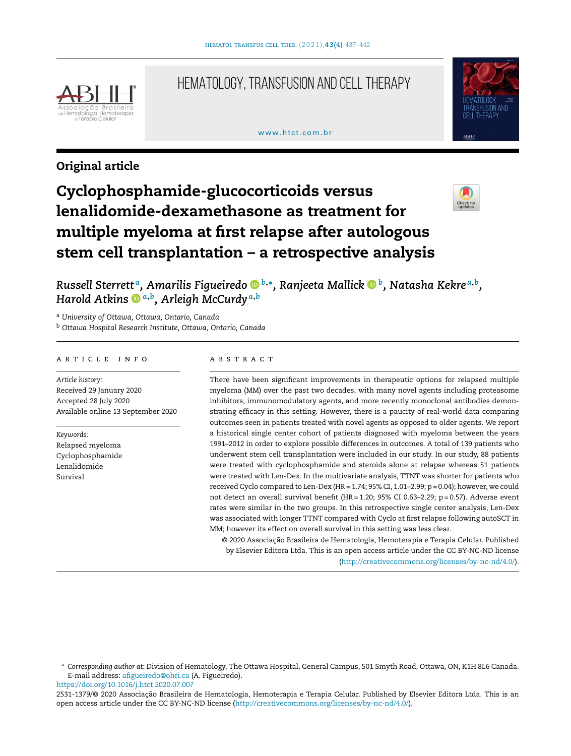Original article

# Cyclophosphamide-glucocorticoids versus lenalidomide-dexamethasone as treatment for multiple myeloma at first relapse after autologous stem cell transplantation – a retrospective analysis

*Russell Sterrett*[a], *Amarilis Figueiredo*[b,*], *Ranjeeta Mallick*[b], *Natasha Kekre*[a,b], *Harold Atkins*[a,b], *Arleigh McCurdy*[a,b]

[a] *University of Ottawa, Ottawa, Ontario, Canada*

[b] *Ottawa Hospital Research Institute, Ottawa, Ontario, Canada*

## ARTICLE INFO

*Article history:*
Received 29 January 2020
Accepted 28 July 2020
Available online 13 September 2020

*Keywords:*
Relapsed myeloma
Cyclophosphamide
Lenalidomide
Survival

## ABSTRACT

There have been significant improvements in therapeutic options for relapsed multiple myeloma (MM) over the past two decades, with many novel agents including proteasome inhibitors, immunomodulatory agents, and more recently monoclonal antibodies demonstrating efficacy in this setting. However, there is a paucity of real-world data comparing outcomes seen in patients treated with novel agents as opposed to older agents. We report a historical single center cohort of patients diagnosed with myeloma between the years 1991–2012 in order to explore possible differences in outcomes. A total of 139 patients who underwent stem cell transplantation were included in our study. In our study, 88 patients were treated with cyclophosphamide and steroids alone at relapse whereas 51 patients were treated with Len-Dex. In the multivariate analysis, TTNT was shorter for patients who received Cyclo compared to Len-Dex (HR = 1.74; 95% CI, 1.01–2.99; p = 0.04); however, we could not detect an overall survival benefit (HR = 1.20; 95% CI 0.63–2.29; p = 0.57). Adverse event rates were similar in the two groups. In this retrospective single center analysis, Len-Dex was associated with longer TTNT compared with Cyclo at first relapse following autoSCT in MM; however its effect on overall survival in this setting was less clear.

© 2020 Associação Brasileira de Hematologia, Hemoterapia e Terapia Celular. Published by Elsevier Editora Ltda. This is an open access article under the CC BY-NC-ND license (http://creativecommons.org/licenses/by-nc-nd/4.0/).

---

* *Corresponding author at*: Division of Hematology, The Ottawa Hospital, General Campus, 501 Smyth Road, Ottawa, ON, K1H 8L6 Canada.
E-mail address: afigueiredo@ohri.ca (A. Figueiredo).

https://doi.org/10.1016/j.htct.2020.07.007

2531-1379/© 2020 Associação Brasileira de Hematologia, Hemoterapia e Terapia Celular. Published by Elsevier Editora Ltda. This is an open access article under the CC BY-NC-ND license (http://creativecommons.org/licenses/by-nc-nd/4.0/).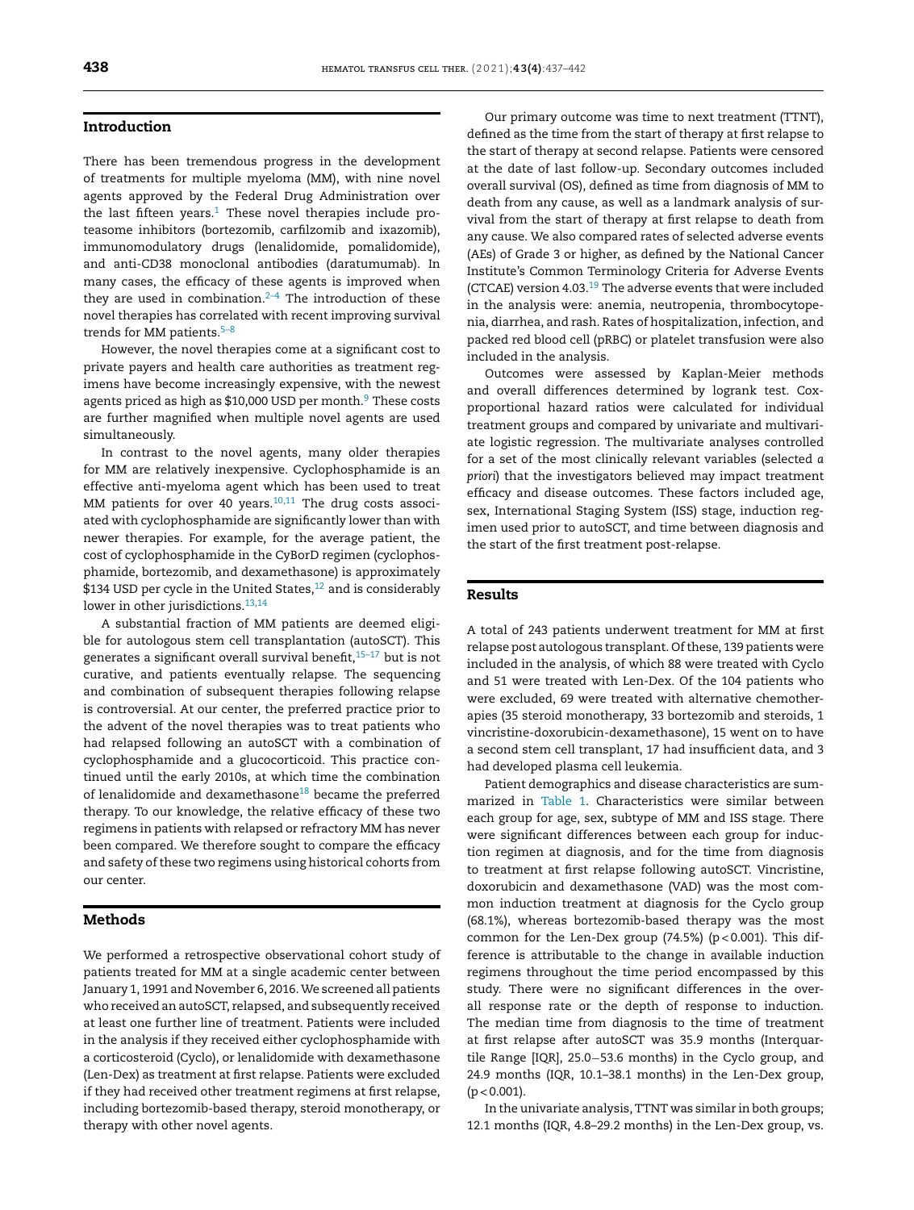## Introduction

There has been tremendous progress in the development of treatments for multiple myeloma (MM), with nine novel agents approved by the Federal Drug Administration over the last fifteen years.[1] These novel therapies include proteasome inhibitors (bortezomib, carfilzomib and ixazomib), immunomodulatory drugs (lenalidomide, pomalidomide), and anti-CD38 monoclonal antibodies (daratumumab). In many cases, the efficacy of these agents is improved when they are used in combination.[2–4] The introduction of these novel therapies has correlated with recent improving survival trends for MM patients.[5–8]

However, the novel therapies come at a significant cost to private payers and health care authorities as treatment regimens have become increasingly expensive, with the newest agents priced as high as $10,000 USD per month.[9] These costs are further magnified when multiple novel agents are used simultaneously.

In contrast to the novel agents, many older therapies for MM are relatively inexpensive. Cyclophosphamide is an effective anti-myeloma agent which has been used to treat MM patients for over 40 years.[10,11] The drug costs associated with cyclophosphamide are significantly lower than with newer therapies. For example, for the average patient, the cost of cyclophosphamide in the CyBorD regimen (cyclophosphamide, bortezomib, and dexamethasone) is approximately $134 USD per cycle in the United States,[12] and is considerably lower in other jurisdictions.[13,14]

A substantial fraction of MM patients are deemed eligible for autologous stem cell transplantation (autoSCT). This generates a significant overall survival benefit,[15–17] but is not curative, and patients eventually relapse. The sequencing and combination of subsequent therapies following relapse is controversial. At our center, the preferred practice prior to the advent of the novel therapies was to treat patients who had relapsed following an autoSCT with a combination of cyclophosphamide and a glucocorticoid. This practice continued until the early 2010s, at which time the combination of lenalidomide and dexamethasone[18] became the preferred therapy. To our knowledge, the relative efficacy of these two regimens in patients with relapsed or refractory MM has never been compared. We therefore sought to compare the efficacy and safety of these two regimens using historical cohorts from our center.

## Methods

We performed a retrospective observational cohort study of patients treated for MM at a single academic center between January 1, 1991 and November 6, 2016. We screened all patients who received an autoSCT, relapsed, and subsequently received at least one further line of treatment. Patients were included in the analysis if they received either cyclophosphamide with a corticosteroid (Cyclo), or lenalidomide with dexamethasone (Len-Dex) as treatment at first relapse. Patients were excluded if they had received other treatment regimens at first relapse, including bortezomib-based therapy, steroid monotherapy, or therapy with other novel agents.

Our primary outcome was time to next treatment (TTNT), defined as the time from the start of therapy at first relapse to the start of therapy at second relapse. Patients were censored at the date of last follow-up. Secondary outcomes included overall survival (OS), defined as time from diagnosis of MM to death from any cause, as well as a landmark analysis of survival from the start of therapy at first relapse to death from any cause. We also compared rates of selected adverse events (AEs) of Grade 3 or higher, as defined by the National Cancer Institute's Common Terminology Criteria for Adverse Events (CTCAE) version 4.03.[19] The adverse events that were included in the analysis were: anemia, neutropenia, thrombocytopenia, diarrhea, and rash. Rates of hospitalization, infection, and packed red blood cell (pRBC) or platelet transfusion were also included in the analysis.

Outcomes were assessed by Kaplan-Meier methods and overall differences determined by logrank test. Cox-proportional hazard ratios were calculated for individual treatment groups and compared by univariate and multivariate logistic regression. The multivariate analyses controlled for a set of the most clinically relevant variables (selected *a priori*) that the investigators believed may impact treatment efficacy and disease outcomes. These factors included age, sex, International Staging System (ISS) stage, induction regimen used prior to autoSCT, and time between diagnosis and the start of the first treatment post-relapse.

## Results

A total of 243 patients underwent treatment for MM at first relapse post autologous transplant. Of these, 139 patients were included in the analysis, of which 88 were treated with Cyclo and 51 were treated with Len-Dex. Of the 104 patients who were excluded, 69 were treated with alternative chemotherapies (35 steroid monotherapy, 33 bortezomib and steroids, 1 vincristine-doxorubicin-dexamethasone), 15 went on to have a second stem cell transplant, 17 had insufficient data, and 3 had developed plasma cell leukemia.

Patient demographics and disease characteristics are summarized in Table 1. Characteristics were similar between each group for age, sex, subtype of MM and ISS stage. There were significant differences between each group for induction regimen at diagnosis, and for the time from diagnosis to treatment at first relapse following autoSCT. Vincristine, doxorubicin and dexamethasone (VAD) was the most common induction treatment at diagnosis for the Cyclo group (68.1%), whereas bortezomib-based therapy was the most common for the Len-Dex group (74.5%) ($p < 0.001$). This difference is attributable to the change in available induction regimens throughout the time period encompassed by this study. There were no significant differences in the overall response rate or the depth of response to induction. The median time from diagnosis to the time of treatment at first relapse after autoSCT was 35.9 months (Interquartile Range [IQR], 25.0−53.6 months) in the Cyclo group, and 24.9 months (IQR, 10.1–38.1 months) in the Len-Dex group, ($p < 0.001$).

In the univariate analysis, TTNT was similar in both groups; 12.1 months (IQR, 4.8–29.2 months) in the Len-Dex group, vs.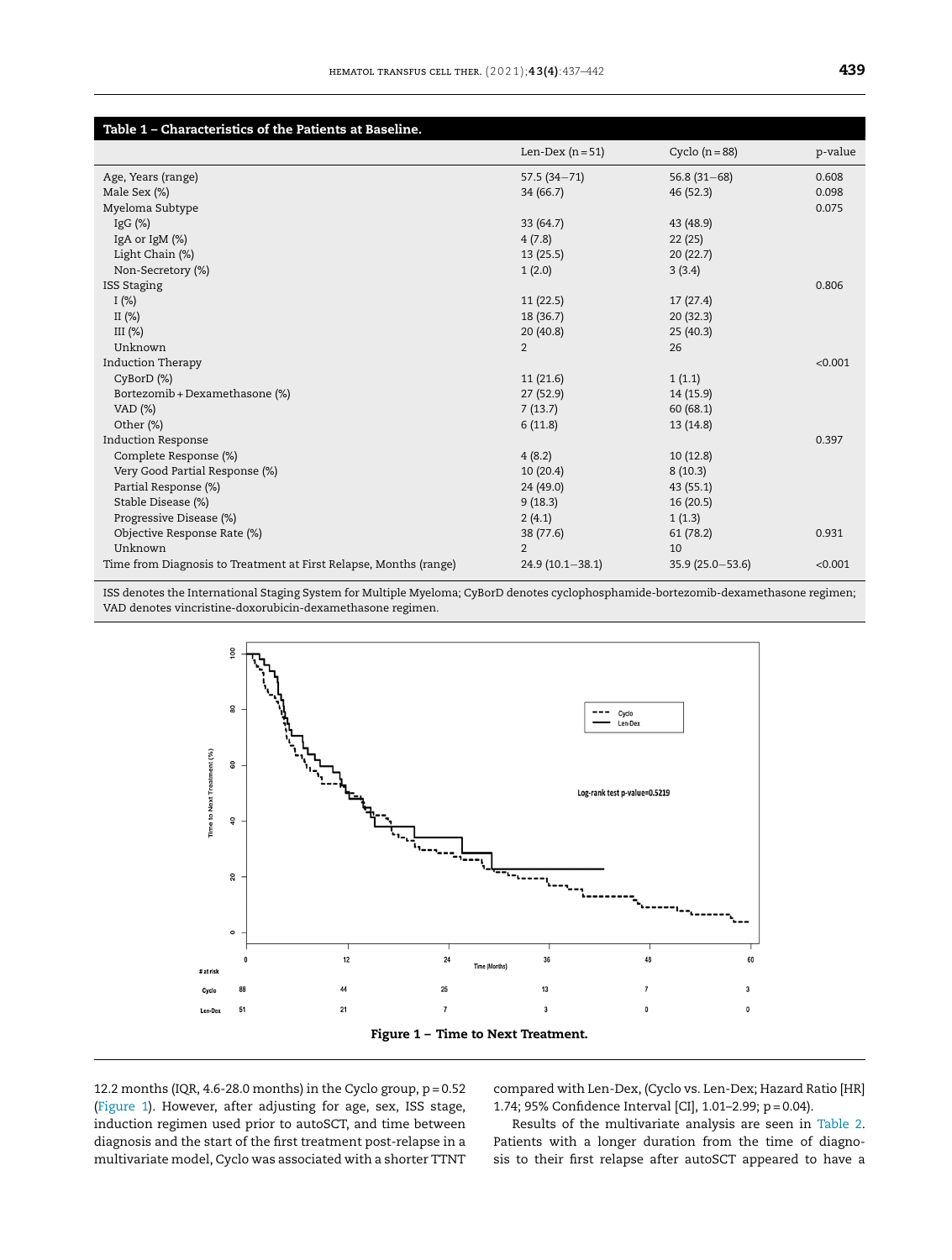**Table 1 – Characteristics of the Patients at Baseline.**

| | Len-Dex (n = 51) | Cyclo (n = 88) | p-value |
|---|---|---|---|
| Age, Years (range) | 57.5 (34−71) | 56.8 (31−68) | 0.608 |
| Male Sex (%) | 34 (66.7) | 46 (52.3) | 0.098 |
| Myeloma Subtype | | | 0.075 |
| IgG (%) | 33 (64.7) | 43 (48.9) | |
| IgA or IgM (%) | 4 (7.8) | 22 (25) | |
| Light Chain (%) | 13 (25.5) | 20 (22.7) | |
| Non-Secretory (%) | 1 (2.0) | 3 (3.4) | |
| ISS Staging | | | 0.806 |
| I (%) | 11 (22.5) | 17 (27.4) | |
| II (%) | 18 (36.7) | 20 (32.3) | |
| III (%) | 20 (40.8) | 25 (40.3) | |
| Unknown | 2 | 26 | |
| Induction Therapy | | | <0.001 |
| CyBorD (%) | 11 (21.6) | 1 (1.1) | |
| Bortezomib + Dexamethasone (%) | 27 (52.9) | 14 (15.9) | |
| VAD (%) | 7 (13.7) | 60 (68.1) | |
| Other (%) | 6 (11.8) | 13 (14.8) | |
| Induction Response | | | 0.397 |
| Complete Response (%) | 4 (8.2) | 10 (12.8) | |
| Very Good Partial Response (%) | 10 (20.4) | 8 (10.3) | |
| Partial Response (%) | 24 (49.0) | 43 (55.1) | |
| Stable Disease (%) | 9 (18.3) | 16 (20.5) | |
| Progressive Disease (%) | 2 (4.1) | 1 (1.3) | |
| Objective Response Rate (%) | 38 (77.6) | 61 (78.2) | 0.931 |
| Unknown | 2 | 10 | |
| Time from Diagnosis to Treatment at First Relapse, Months (range) | 24.9 (10.1−38.1) | 35.9 (25.0−53.6) | <0.001 |

ISS denotes the International Staging System for Multiple Myeloma; CyBorD denotes cyclophosphamide-bortezomib-dexamethasone regimen; VAD denotes vincristine-doxorubicin-dexamethasone regimen.

Figure 1 – Time to Next Treatment.

12.2 months (IQR, 4.6-28.0 months) in the Cyclo group, p = 0.52 (Figure 1). However, after adjusting for age, sex, ISS stage, induction regimen used prior to autoSCT, and time between diagnosis and the start of the first treatment post-relapse in a multivariate model, Cyclo was associated with a shorter TTNT compared with Len-Dex, (Cyclo vs. Len-Dex; Hazard Ratio [HR] 1.74; 95% Confidence Interval [CI], 1.01–2.99; p = 0.04).

Results of the multivariate analysis are seen in Table 2. Patients with a longer duration from the time of diagnosis to their first relapse after autoSCT appeared to have a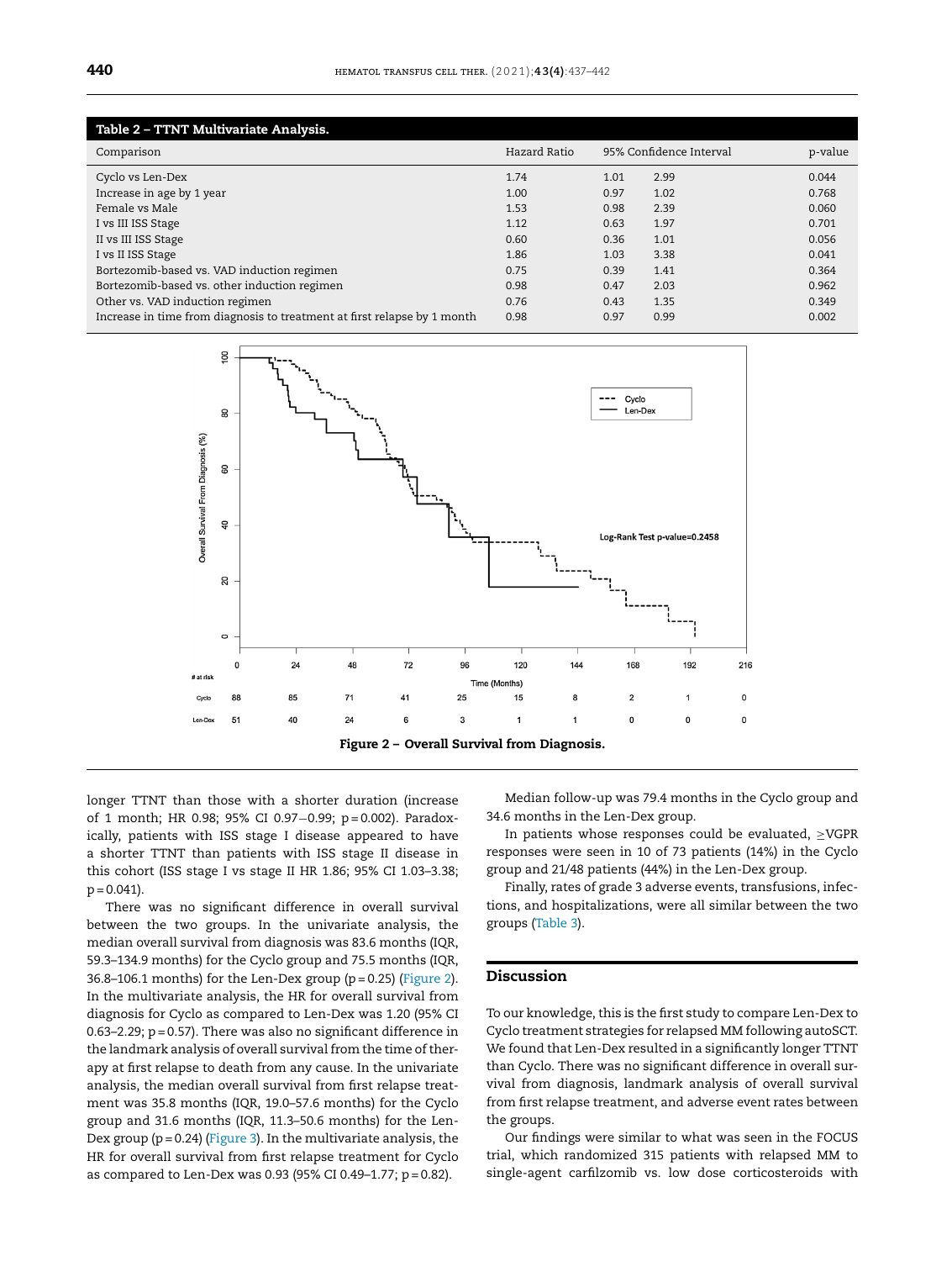**Table 2 – TTNT Multivariate Analysis.**

| Comparison | Hazard Ratio | 95% Confidence Interval | | p-value |
|---|---|---|---|---|
| Cyclo vs Len-Dex | 1.74 | 1.01 | 2.99 | 0.044 |
| Increase in age by 1 year | 1.00 | 0.97 | 1.02 | 0.768 |
| Female vs Male | 1.53 | 0.98 | 2.39 | 0.060 |
| I vs III ISS Stage | 1.12 | 0.63 | 1.97 | 0.701 |
| II vs III ISS Stage | 0.60 | 0.36 | 1.01 | 0.056 |
| I vs II ISS Stage | 1.86 | 1.03 | 3.38 | 0.041 |
| Bortezomib-based vs. VAD induction regimen | 0.75 | 0.39 | 1.41 | 0.364 |
| Bortezomib-based vs. other induction regimen | 0.98 | 0.47 | 2.03 | 0.962 |
| Other vs. VAD induction regimen | 0.76 | 0.43 | 1.35 | 0.349 |
| Increase in time from diagnosis to treatment at first relapse by 1 month | 0.98 | 0.97 | 0.99 | 0.002 |

**Figure 2 – Overall Survival from Diagnosis.**

longer TTNT than those with a shorter duration (increase of 1 month; HR 0.98; 95% CI 0.97–0.99; p = 0.002). Paradoxically, patients with ISS stage I disease appeared to have a shorter TTNT than patients with ISS stage II disease in this cohort (ISS stage I vs stage II HR 1.86; 95% CI 1.03–3.38; p = 0.041).

There was no significant difference in overall survival between the two groups. In the univariate analysis, the median overall survival from diagnosis was 83.6 months (IQR, 59.3–134.9 months) for the Cyclo group and 75.5 months (IQR, 36.8–106.1 months) for the Len-Dex group (p = 0.25) (Figure 2). In the multivariate analysis, the HR for overall survival from diagnosis for Cyclo as compared to Len-Dex was 1.20 (95% CI 0.63–2.29; p = 0.57). There was also no significant difference in the landmark analysis of overall survival from the time of therapy at first relapse to death from any cause. In the univariate analysis, the median overall survival from first relapse treatment was 35.8 months (IQR, 19.0–57.6 months) for the Cyclo group and 31.6 months (IQR, 11.3–50.6 months) for the Len-Dex group (p = 0.24) (Figure 3). In the multivariate analysis, the HR for overall survival from first relapse treatment for Cyclo as compared to Len-Dex was 0.93 (95% CI 0.49–1.77; p = 0.82).

Median follow-up was 79.4 months in the Cyclo group and 34.6 months in the Len-Dex group.

In patients whose responses could be evaluated, ≥VGPR responses were seen in 10 of 73 patients (14%) in the Cyclo group and 21/48 patients (44%) in the Len-Dex group.

Finally, rates of grade 3 adverse events, transfusions, infections, and hospitalizations, were all similar between the two groups (Table 3).

## Discussion

To our knowledge, this is the first study to compare Len-Dex to Cyclo treatment strategies for relapsed MM following autoSCT. We found that Len-Dex resulted in a significantly longer TTNT than Cyclo. There was no significant difference in overall survival from diagnosis, landmark analysis of overall survival from first relapse treatment, and adverse event rates between the groups.

Our findings were similar to what was seen in the FOCUS trial, which randomized 315 patients with relapsed MM to single-agent carfilzomib vs. low dose corticosteroids with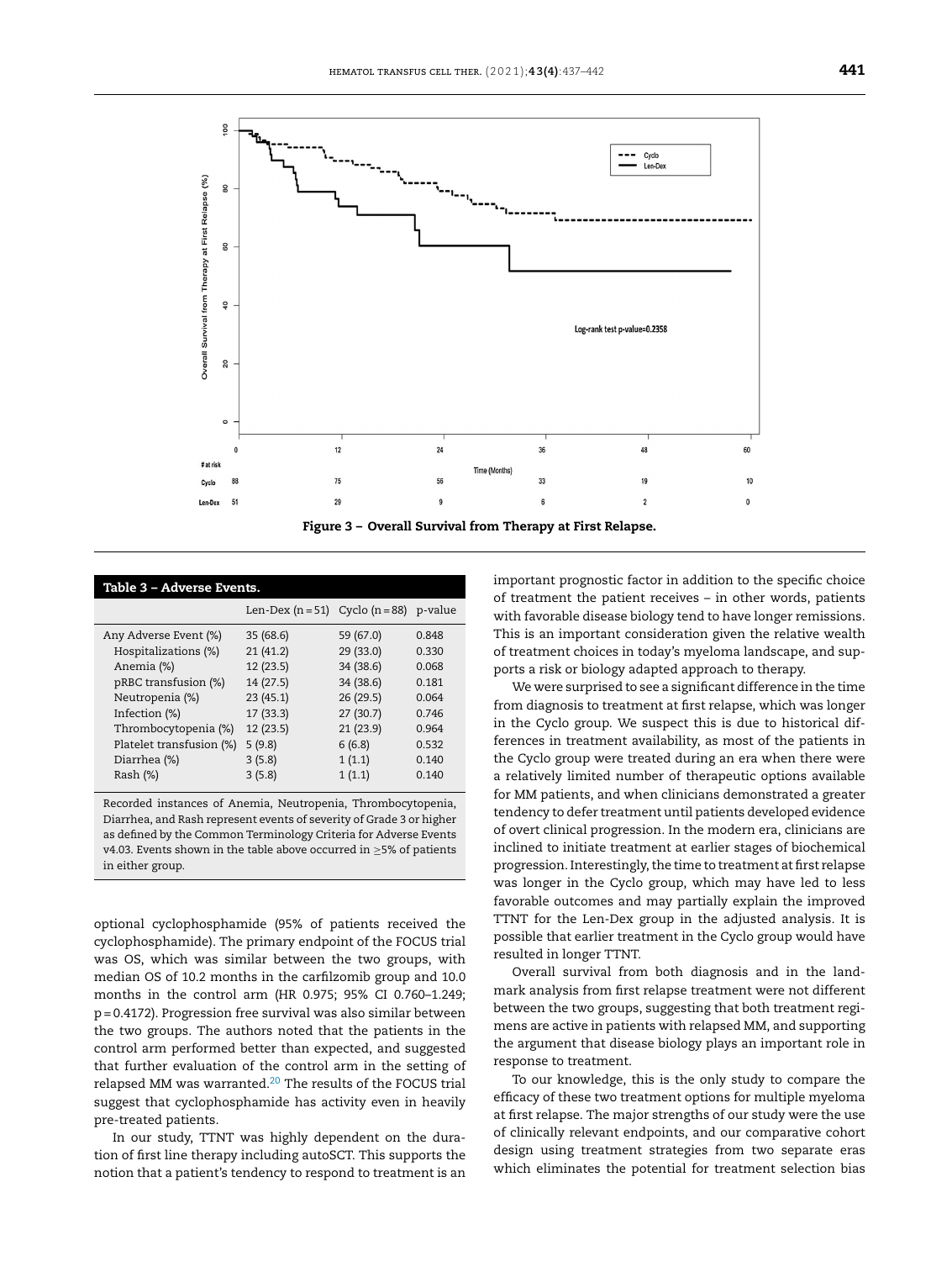Figure 3 – Overall Survival from Therapy at First Relapse.

**Table 3 – Adverse Events.**

| | Len-Dex (n = 51) | Cyclo (n = 88) | p-value |
|---|---|---|---|
| Any Adverse Event (%) | 35 (68.6) | 59 (67.0) | 0.848 |
| Hospitalizations (%) | 21 (41.2) | 29 (33.0) | 0.330 |
| Anemia (%) | 12 (23.5) | 34 (38.6) | 0.068 |
| pRBC transfusion (%) | 14 (27.5) | 34 (38.6) | 0.181 |
| Neutropenia (%) | 23 (45.1) | 26 (29.5) | 0.064 |
| Infection (%) | 17 (33.3) | 27 (30.7) | 0.746 |
| Thrombocytopenia (%) | 12 (23.5) | 21 (23.9) | 0.964 |
| Platelet transfusion (%) | 5 (9.8) | 6 (6.8) | 0.532 |
| Diarrhea (%) | 3 (5.8) | 1 (1.1) | 0.140 |
| Rash (%) | 3 (5.8) | 1 (1.1) | 0.140 |

Recorded instances of Anemia, Neutropenia, Thrombocytopenia, Diarrhea, and Rash represent events of severity of Grade 3 or higher as defined by the Common Terminology Criteria for Adverse Events v4.03. Events shown in the table above occurred in ≥5% of patients in either group.

optional cyclophosphamide (95% of patients received the cyclophosphamide). The primary endpoint of the FOCUS trial was OS, which was similar between the two groups, with median OS of 10.2 months in the carfilzomib group and 10.0 months in the control arm (HR 0.975; 95% CI 0.760–1.249; p = 0.4172). Progression free survival was also similar between the two groups. The authors noted that the patients in the control arm performed better than expected, and suggested that further evaluation of the control arm in the setting of relapsed MM was warranted.[20] The results of the FOCUS trial suggest that cyclophosphamide has activity even in heavily pre-treated patients.

In our study, TTNT was highly dependent on the duration of first line therapy including autoSCT. This supports the notion that a patient's tendency to respond to treatment is an important prognostic factor in addition to the specific choice of treatment the patient receives – in other words, patients with favorable disease biology tend to have longer remissions. This is an important consideration given the relative wealth of treatment choices in today's myeloma landscape, and supports a risk or biology adapted approach to therapy.

We were surprised to see a significant difference in the time from diagnosis to treatment at first relapse, which was longer in the Cyclo group. We suspect this is due to historical differences in treatment availability, as most of the patients in the Cyclo group were treated during an era when there were a relatively limited number of therapeutic options available for MM patients, and when clinicians demonstrated a greater tendency to defer treatment until patients developed evidence of overt clinical progression. In the modern era, clinicians are inclined to initiate treatment at earlier stages of biochemical progression. Interestingly, the time to treatment at first relapse was longer in the Cyclo group, which may have led to less favorable outcomes and may partially explain the improved TTNT for the Len-Dex group in the adjusted analysis. It is possible that earlier treatment in the Cyclo group would have resulted in longer TTNT.

Overall survival from both diagnosis and in the landmark analysis from first relapse treatment were not different between the two groups, suggesting that both treatment regimens are active in patients with relapsed MM, and supporting the argument that disease biology plays an important role in response to treatment.

To our knowledge, this is the only study to compare the efficacy of these two treatment options for multiple myeloma at first relapse. The major strengths of our study were the use of clinically relevant endpoints, and our comparative cohort design using treatment strategies from two separate eras which eliminates the potential for treatment selection bias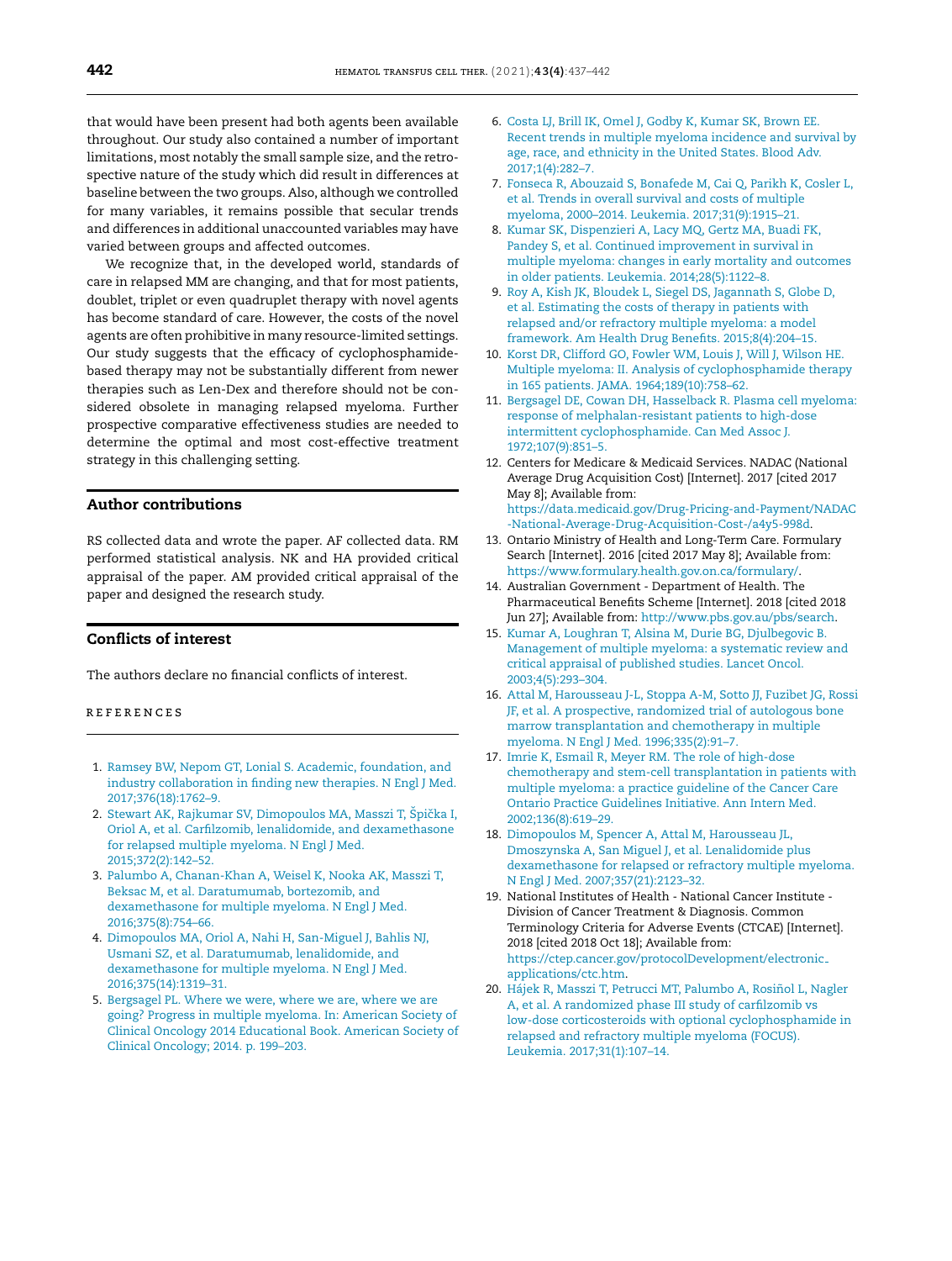that would have been present had both agents been available throughout. Our study also contained a number of important limitations, most notably the small sample size, and the retrospective nature of the study which did result in differences at baseline between the two groups. Also, although we controlled for many variables, it remains possible that secular trends and differences in additional unaccounted variables may have varied between groups and affected outcomes.

We recognize that, in the developed world, standards of care in relapsed MM are changing, and that for most patients, doublet, triplet or even quadruplet therapy with novel agents has become standard of care. However, the costs of the novel agents are often prohibitive in many resource-limited settings. Our study suggests that the efficacy of cyclophosphamide-based therapy may not be substantially different from newer therapies such as Len-Dex and therefore should not be considered obsolete in managing relapsed myeloma. Further prospective comparative effectiveness studies are needed to determine the optimal and most cost-effective treatment strategy in this challenging setting.

## Author contributions

RS collected data and wrote the paper. AF collected data. RM performed statistical analysis. NK and HA provided critical appraisal of the paper. AM provided critical appraisal of the paper and designed the research study.

## Conflicts of interest

The authors declare no financial conflicts of interest.

## REFERENCES

1. Ramsey BW, Nepom GT, Lonial S. Academic, foundation, and industry collaboration in finding new therapies. N Engl J Med. 2017;376(18):1762–9.
2. Stewart AK, Rajkumar SV, Dimopoulos MA, Masszi T, Špička I, Oriol A, et al. Carfilzomib, lenalidomide, and dexamethasone for relapsed multiple myeloma. N Engl J Med. 2015;372(2):142–52.
3. Palumbo A, Chanan-Khan A, Weisel K, Nooka AK, Masszi T, Beksac M, et al. Daratumumab, bortezomib, and dexamethasone for multiple myeloma. N Engl J Med. 2016;375(8):754–66.
4. Dimopoulos MA, Oriol A, Nahi H, San-Miguel J, Bahlis NJ, Usmani SZ, et al. Daratumumab, lenalidomide, and dexamethasone for multiple myeloma. N Engl J Med. 2016;375(14):1319–31.
5. Bergsagel PL. Where we were, where we are, where we are going? Progress in multiple myeloma. In: American Society of Clinical Oncology 2014 Educational Book. American Society of Clinical Oncology; 2014. p. 199–203.
6. Costa LJ, Brill IK, Omel J, Godby K, Kumar SK, Brown EE. Recent trends in multiple myeloma incidence and survival by age, race, and ethnicity in the United States. Blood Adv. 2017;1(4):282–7.
7. Fonseca R, Abouzaid S, Bonafede M, Cai Q, Parikh K, Cosler L, et al. Trends in overall survival and costs of multiple myeloma, 2000–2014. Leukemia. 2017;31(9):1915–21.
8. Kumar SK, Dispenzieri A, Lacy MQ, Gertz MA, Buadi FK, Pandey S, et al. Continued improvement in survival in multiple myeloma: changes in early mortality and outcomes in older patients. Leukemia. 2014;28(5):1122–8.
9. Roy A, Kish JK, Bloudek L, Siegel DS, Jagannath S, Globe D, et al. Estimating the costs of therapy in patients with relapsed and/or refractory multiple myeloma: a model framework. Am Health Drug Benefits. 2015;8(4):204–15.
10. Korst DR, Clifford GO, Fowler WM, Louis J, Will J, Wilson HE. Multiple myeloma: II. Analysis of cyclophosphamide therapy in 165 patients. JAMA. 1964;189(10):758–62.
11. Bergsagel DE, Cowan DH, Hasselback R. Plasma cell myeloma: response of melphalan-resistant patients to high-dose intermittent cyclophosphamide. Can Med Assoc J. 1972;107(9):851–5.
12. Centers for Medicare & Medicaid Services. NADAC (National Average Drug Acquisition Cost) [Internet]. 2017 [cited 2017 May 8]; Available from: https://data.medicaid.gov/Drug-Pricing-and-Payment/NADAC-National-Average-Drug-Acquisition-Cost-/a4y5-998d.
13. Ontario Ministry of Health and Long-Term Care. Formulary Search [Internet]. 2016 [cited 2017 May 8]; Available from: https://www.formulary.health.gov.on.ca/formulary/.
14. Australian Government - Department of Health. The Pharmaceutical Benefits Scheme [Internet]. 2018 [cited 2018 Jun 27]; Available from: http://www.pbs.gov.au/pbs/search.
15. Kumar A, Loughran T, Alsina M, Durie BG, Djulbegovic B. Management of multiple myeloma: a systematic review and critical appraisal of published studies. Lancet Oncol. 2003;4(5):293–304.
16. Attal M, Harousseau J-L, Stoppa A-M, Sotto JJ, Fuzibet JG, Rossi JF, et al. A prospective, randomized trial of autologous bone marrow transplantation and chemotherapy in multiple myeloma. N Engl J Med. 1996;335(2):91–7.
17. Imrie K, Esmail R, Meyer RM. The role of high-dose chemotherapy and stem-cell transplantation in patients with multiple myeloma: a practice guideline of the Cancer Care Ontario Practice Guidelines Initiative. Ann Intern Med. 2002;136(8):619–29.
18. Dimopoulos M, Spencer A, Attal M, Harousseau JL, Dmoszynska A, San Miguel J, et al. Lenalidomide plus dexamethasone for relapsed or refractory multiple myeloma. N Engl J Med. 2007;357(21):2123–32.
19. National Institutes of Health - National Cancer Institute - Division of Cancer Treatment & Diagnosis. Common Terminology Criteria for Adverse Events (CTCAE) [Internet]. 2018 [cited 2018 Oct 18]; Available from: https://ctep.cancer.gov/protocolDevelopment/electronic_applications/ctc.htm.
20. Hájek R, Masszi T, Petrucci MT, Palumbo A, Rosiñol L, Nagler A, et al. A randomized phase III study of carfilzomib vs low-dose corticosteroids with optional cyclophosphamide in relapsed and refractory multiple myeloma (FOCUS). Leukemia. 2017;31(1):107–14.